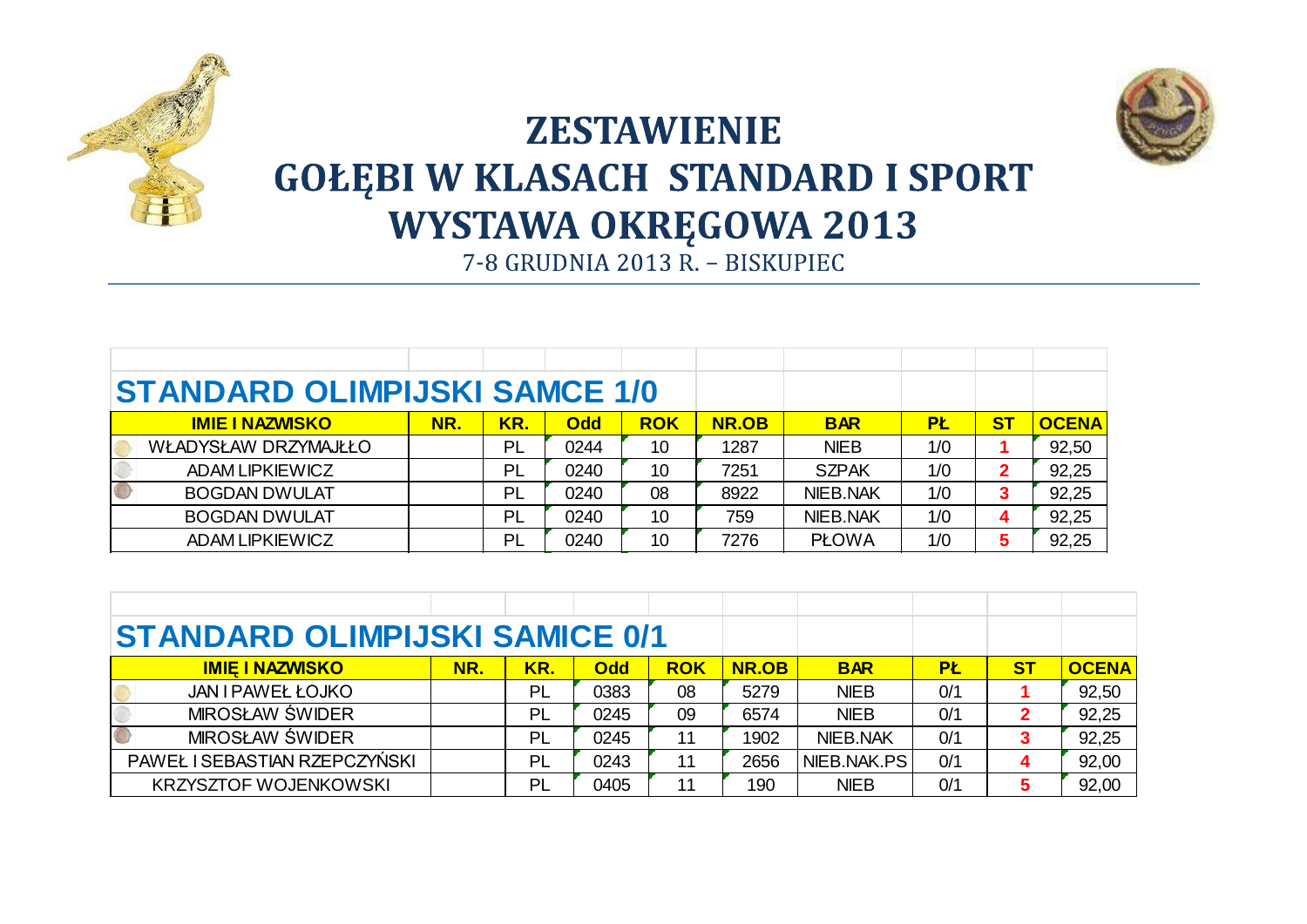# ZESTAWIENIE
# GOŁĘBI W KLASACH STANDARD I SPORT
# WYSTAWA OKRĘGOWA 2013

7-8 GRUDNIA 2013 R. – BISKUPIEC

## STANDARD OLIMPIJSKI SAMCE 1/0

| IMIE I NAZWISKO | NR. | KR. | Odd | ROK | NR.OB | BAR | PŁ | ST | OCENA |
|---|---|---|---|---|---|---|---|---|---|
| WŁADYSŁAW DRZYMAJŁŁO | | PL | 0244 | 10 | 1287 | NIEB | 1/0 | 1 | 92,50 |
| ADAM LIPKIEWICZ | | PL | 0240 | 10 | 7251 | SZPAK | 1/0 | 2 | 92,25 |
| BOGDAN DWULAT | | PL | 0240 | 08 | 8922 | NIEB.NAK | 1/0 | 3 | 92,25 |
| BOGDAN DWULAT | | PL | 0240 | 10 | 759 | NIEB.NAK | 1/0 | 4 | 92,25 |
| ADAM LIPKIEWICZ | | PL | 0240 | 10 | 7276 | PŁOWA | 1/0 | 5 | 92,25 |

## STANDARD OLIMPIJSKI SAMICE 0/1

| IMIĘ I NAZWISKO | NR. | KR. | Odd | ROK | NR.OB | BAR | PŁ | ST | OCENA |
|---|---|---|---|---|---|---|---|---|---|
| JAN I PAWEŁ ŁOJKO | | PL | 0383 | 08 | 5279 | NIEB | 0/1 | 1 | 92,50 |
| MIROSŁAW ŚWIDER | | PL | 0245 | 09 | 6574 | NIEB | 0/1 | 2 | 92,25 |
| MIROSŁAW ŚWIDER | | PL | 0245 | 11 | 1902 | NIEB.NAK | 0/1 | 3 | 92,25 |
| PAWEŁ I SEBASTIAN RZEPCZYŃSKI | | PL | 0243 | 11 | 2656 | NIEB.NAK.PS | 0/1 | 4 | 92,00 |
| KRZYSZTOF WOJENKOWSKI | | PL | 0405 | 11 | 190 | NIEB | 0/1 | 5 | 92,00 |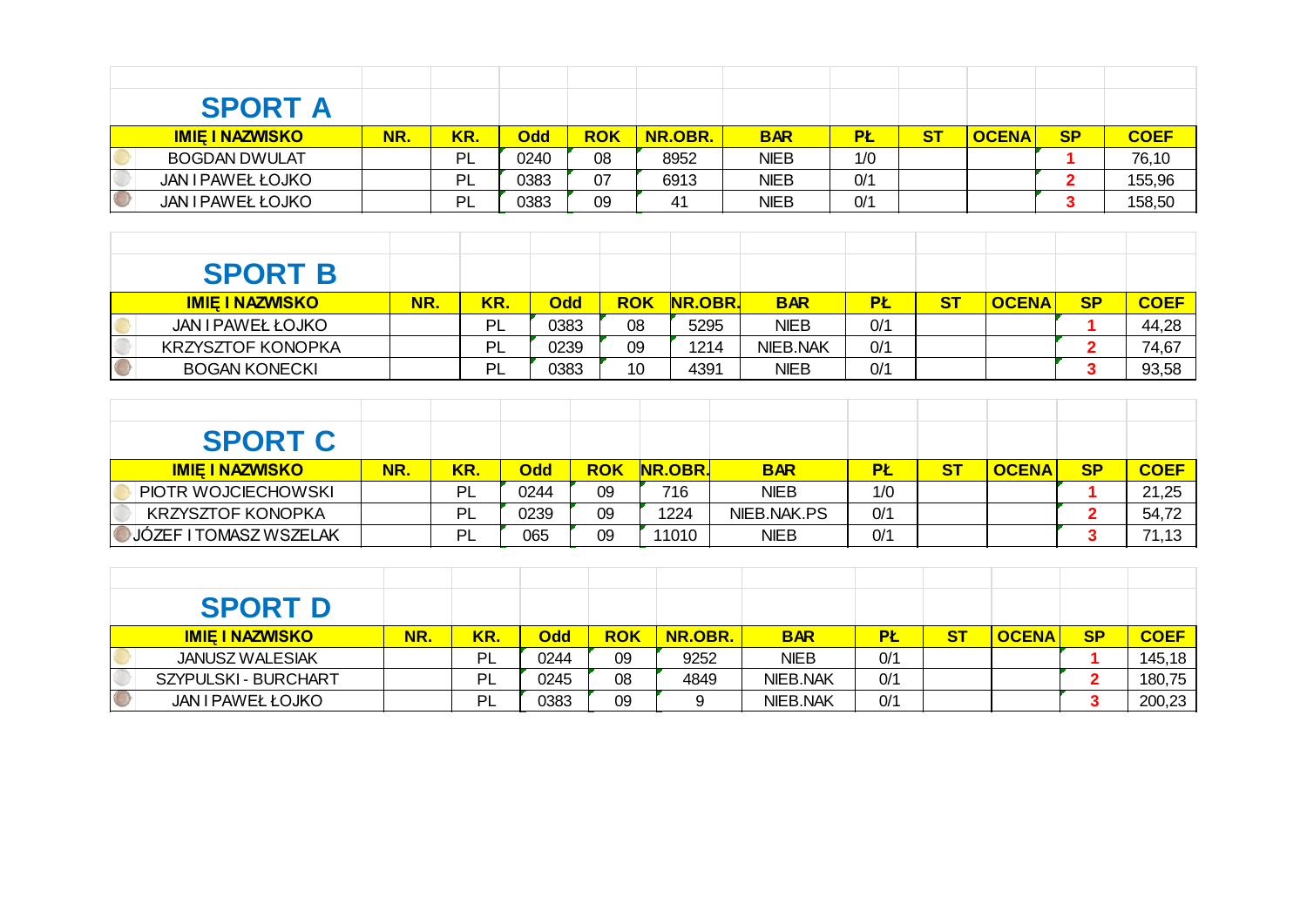## SPORT A

| IMIĘ I NAZWISKO | NR. | KR. | Odd | ROK | NR.OBR. | BAR | PŁ | ST | OCENA | SP | COEF |
|---|---|---|---|---|---|---|---|---|---|---|---|
| BOGDAN DWULAT | | PL | 0240 | 08 | 8952 | NIEB | 1/0 | | | 1 | 76,10 |
| JAN I PAWEŁ ŁOJKO | | PL | 0383 | 07 | 6913 | NIEB | 0/1 | | | 2 | 155,96 |
| JAN I PAWEŁ ŁOJKO | | PL | 0383 | 09 | 41 | NIEB | 0/1 | | | 3 | 158,50 |

## SPORT B

| IMIĘ I NAZWISKO | NR. | KR. | Odd | ROK | NR.OBR. | BAR | PŁ | ST | OCENA | SP | COEF |
|---|---|---|---|---|---|---|---|---|---|---|---|
| JAN I PAWEŁ ŁOJKO | | PL | 0383 | 08 | 5295 | NIEB | 0/1 | | | 1 | 44,28 |
| KRZYSZTOF KONOPKA | | PL | 0239 | 09 | 1214 | NIEB.NAK | 0/1 | | | 2 | 74,67 |
| BOGAN KONECKI | | PL | 0383 | 10 | 4391 | NIEB | 0/1 | | | 3 | 93,58 |

## SPORT C

| IMIĘ I NAZWISKO | NR. | KR. | Odd | ROK | NR.OBR. | BAR | PŁ | ST | OCENA | SP | COEF |
|---|---|---|---|---|---|---|---|---|---|---|---|
| PIOTR WOJCIECHOWSKI | | PL | 0244 | 09 | 716 | NIEB | 1/0 | | | 1 | 21,25 |
| KRZYSZTOF KONOPKA | | PL | 0239 | 09 | 1224 | NIEB.NAK.PS | 0/1 | | | 2 | 54,72 |
| JÓZEF I TOMASZ WSZELAK | | PL | 065 | 09 | 11010 | NIEB | 0/1 | | | 3 | 71,13 |

## SPORT D

| IMIĘ I NAZWISKO | NR. | KR. | Odd | ROK | NR.OBR. | BAR | PŁ | ST | OCENA | SP | COEF |
|---|---|---|---|---|---|---|---|---|---|---|---|
| JANUSZ WALESIAK | | PL | 0244 | 09 | 9252 | NIEB | 0/1 | | | 1 | 145,18 |
| SZYPULSKI - BURCHART | | PL | 0245 | 08 | 4849 | NIEB.NAK | 0/1 | | | 2 | 180,75 |
| JAN I PAWEŁ ŁOJKO | | PL | 0383 | 09 | 9 | NIEB.NAK | 0/1 | | | 3 | 200,23 |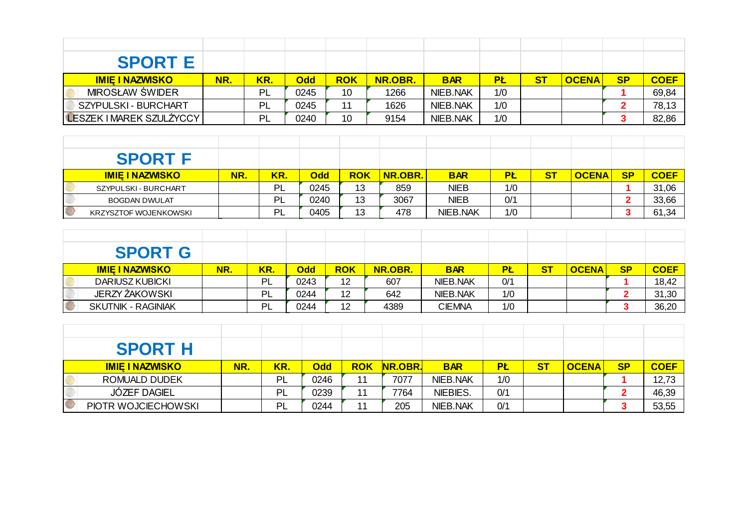## SPORT E

| IMIĘ I NAZWISKO | NR. | KR. | Odd | ROK | NR.OBR. | BAR | PŁ | ST | OCENA | SP | COEF |
|---|---|---|---|---|---|---|---|---|---|---|---|
| MIROSŁAW ŚWIDER | | PL | 0245 | 10 | 1266 | NIEB.NAK | 1/0 | | | 1 | 69,84 |
| SZYPULSKI - BURCHART | | PL | 0245 | 11 | 1626 | NIEB.NAK | 1/0 | | | 2 | 78,13 |
| LESZEK I MAREK SZULŻYCCY | | PL | 0240 | 10 | 9154 | NIEB.NAK | 1/0 | | | 3 | 82,86 |

## SPORT F

| IMIĘ I NAZWISKO | NR. | KR. | Odd | ROK | NR.OBR. | BAR | PŁ | ST | OCENA | SP | COEF |
|---|---|---|---|---|---|---|---|---|---|---|---|
| SZYPULSKI - BURCHART | | PL | 0245 | 13 | 859 | NIEB | 1/0 | | | 1 | 31,06 |
| BOGDAN DWULAT | | PL | 0240 | 13 | 3067 | NIEB | 0/1 | | | 2 | 33,66 |
| KRZYSZTOF WOJENKOWSKI | | PL | 0405 | 13 | 478 | NIEB.NAK | 1/0 | | | 3 | 61,34 |

## SPORT G

| IMIĘ I NAZWISKO | NR. | KR. | Odd | ROK | NR.OBR. | BAR | PŁ | ST | OCENA | SP | COEF |
|---|---|---|---|---|---|---|---|---|---|---|---|
| DARIUSZ KUBICKI | | PL | 0243 | 12 | 607 | NIEB.NAK | 0/1 | | | 1 | 18,42 |
| JERZY ŻAKOWSKI | | PL | 0244 | 12 | 642 | NIEB.NAK | 1/0 | | | 2 | 31,30 |
| SKUTNIK - RAGINIAK | | PL | 0244 | 12 | 4389 | CIEMNA | 1/0 | | | 3 | 36,20 |

## SPORT H

| IMIĘ I NAZWISKO | NR. | KR. | Odd | ROK | NR.OBR. | BAR | PŁ | ST | OCENA | SP | COEF |
|---|---|---|---|---|---|---|---|---|---|---|---|
| ROMUALD DUDEK | | PL | 0246 | 11 | 7077 | NIEB.NAK | 1/0 | | | 1 | 12,73 |
| JÓZEF DAGIEL | | PL | 0239 | 11 | 7764 | NIEBIES. | 0/1 | | | 2 | 46,39 |
| PIOTR WOJCIECHOWSKI | | PL | 0244 | 11 | 205 | NIEB.NAK | 0/1 | | | 3 | 53,55 |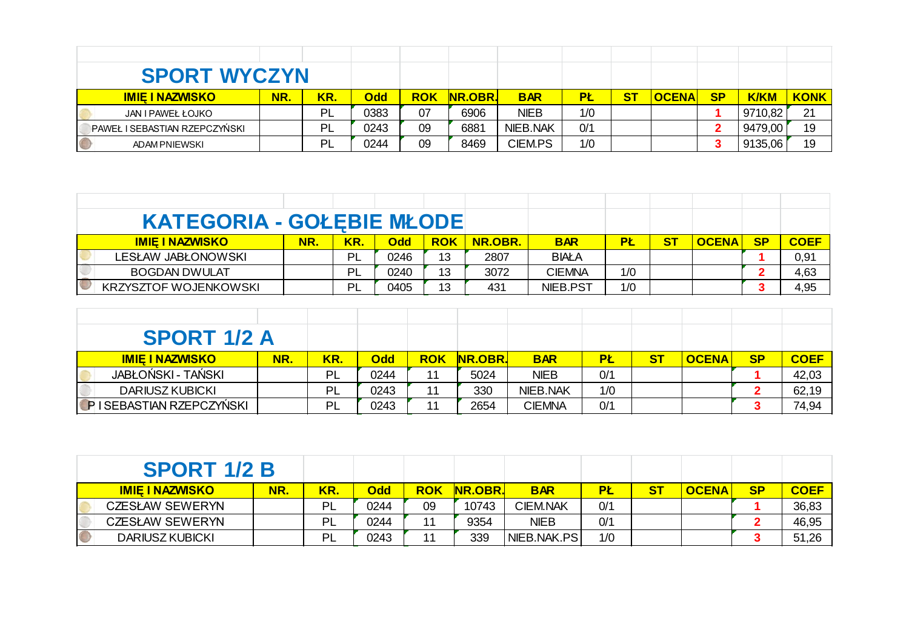## SPORT WYCZYN

| IMIĘ I NAZWISKO | NR. | KR. | Odd | ROK | NR.OBR. | BAR | PŁ | ST | OCENA | SP | K/KM | KONK |
|---|---|---|---|---|---|---|---|---|---|---|---|---|
| JAN I PAWEŁ ŁOJKO | | PL | 0383 | 07 | 6906 | NIEB | 1/0 | | | 1 | 9710,82 | 21 |
| PAWEŁ I SEBASTIAN RZEPCZYŃSKI | | PL | 0243 | 09 | 6881 | NIEB.NAK | 0/1 | | | 2 | 9479,00 | 19 |
| ADAM PNIEWSKI | | PL | 0244 | 09 | 8469 | CIEM.PS | 1/0 | | | 3 | 9135,06 | 19 |

## KATEGORIA - GOŁĘBIE MŁODE

| IMIĘ I NAZWISKO | NR. | KR. | Odd | ROK | NR.OBR. | BAR | PŁ | ST | OCENA | SP | COEF |
|---|---|---|---|---|---|---|---|---|---|---|---|
| LESŁAW JABŁONOWSKI | | PL | 0246 | 13 | 2807 | BIAŁA | | | | 1 | 0,91 |
| BOGDAN DWULAT | | PL | 0240 | 13 | 3072 | CIEMNA | 1/0 | | | 2 | 4,63 |
| KRZYSZTOF WOJENKOWSKI | | PL | 0405 | 13 | 431 | NIEB.PST | 1/0 | | | 3 | 4,95 |

## SPORT 1/2 A

| IMIĘ I NAZWISKO | NR. | KR. | Odd | ROK | NR.OBR. | BAR | PŁ | ST | OCENA | SP | COEF |
|---|---|---|---|---|---|---|---|---|---|---|---|
| JABŁOŃSKI - TAŃSKI | | PL | 0244 | 11 | 5024 | NIEB | 0/1 | | | 1 | 42,03 |
| DARIUSZ KUBICKI | | PL | 0243 | 11 | 330 | NIEB.NAK | 1/0 | | | 2 | 62,19 |
| P I SEBASTIAN RZEPCZYŃSKI | | PL | 0243 | 11 | 2654 | CIEMNA | 0/1 | | | 3 | 74,94 |

## SPORT 1/2 B

| IMIĘ I NAZWISKO | NR. | KR. | Odd | ROK | NR.OBR. | BAR | PŁ | ST | OCENA | SP | COEF |
|---|---|---|---|---|---|---|---|---|---|---|---|
| CZESŁAW SEWERYN | | PL | 0244 | 09 | 10743 | CIEM.NAK | 0/1 | | | 1 | 36,83 |
| CZESŁAW SEWERYN | | PL | 0244 | 11 | 9354 | NIEB | 0/1 | | | 2 | 46,95 |
| DARIUSZ KUBICKI | | PL | 0243 | 11 | 339 | NIEB.NAK.PS | 1/0 | | | 3 | 51,26 |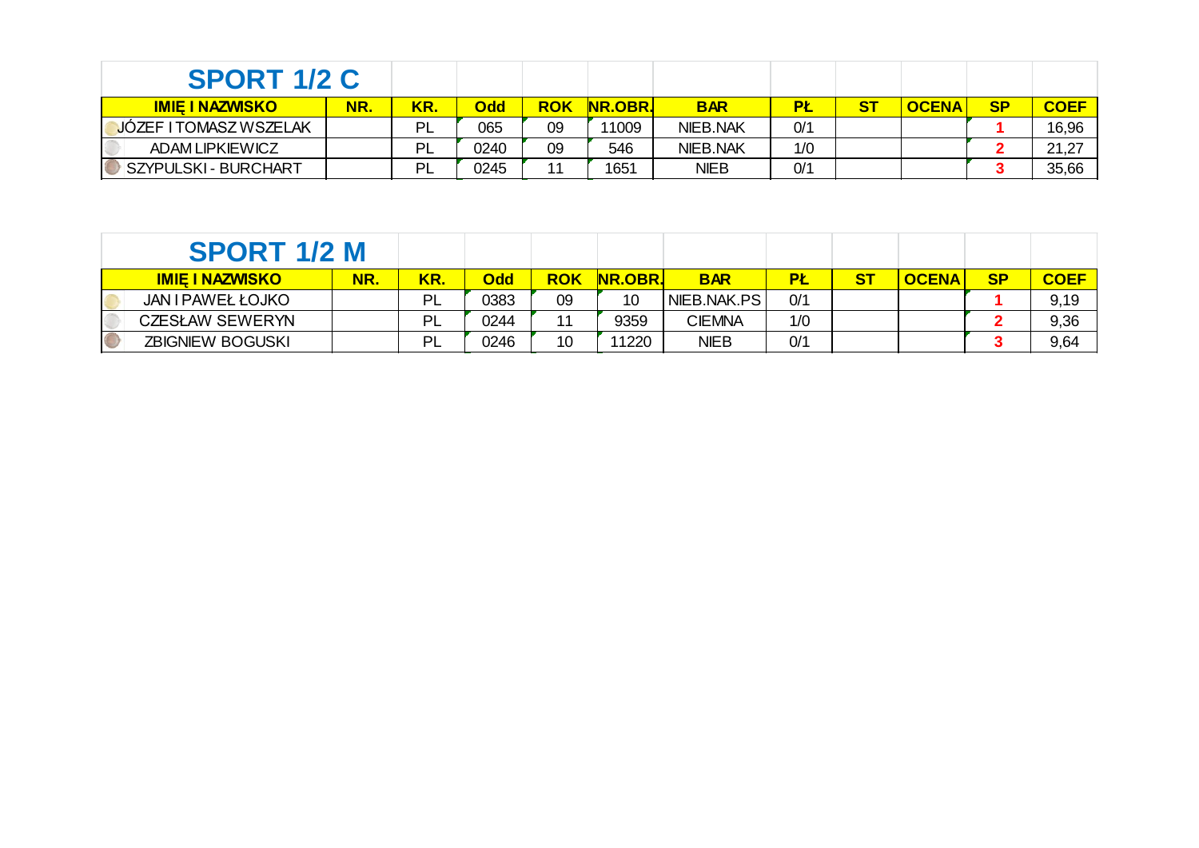## SPORT 1/2 C

| IMIĘ I NAZWISKO | NR. | KR. | Odd | ROK | NR.OBR. | BAR | PŁ | ST | OCENA | SP | COEF |
|---|---|---|---|---|---|---|---|---|---|---|---|
| JÓZEF I TOMASZ WSZELAK | | PL | 065 | 09 | 11009 | NIEB.NAK | 0/1 | | | 1 | 16,96 |
| ADAM LIPKIEWICZ | | PL | 0240 | 09 | 546 | NIEB.NAK | 1/0 | | | 2 | 21,27 |
| SZYPULSKI - BURCHART | | PL | 0245 | 11 | 1651 | NIEB | 0/1 | | | 3 | 35,66 |

## SPORT 1/2 M

| IMIĘ I NAZWISKO | NR. | KR. | Odd | ROK | NR.OBR. | BAR | PŁ | ST | OCENA | SP | COEF |
|---|---|---|---|---|---|---|---|---|---|---|---|
| JAN I PAWEŁ ŁOJKO | | PL | 0383 | 09 | 10 | NIEB.NAK.PS | 0/1 | | | 1 | 9,19 |
| CZESŁAW SEWERYN | | PL | 0244 | 11 | 9359 | CIEMNA | 1/0 | | | 2 | 9,36 |
| ZBIGNIEW BOGUSKI | | PL | 0246 | 10 | 11220 | NIEB | 0/1 | | | 3 | 9,64 |